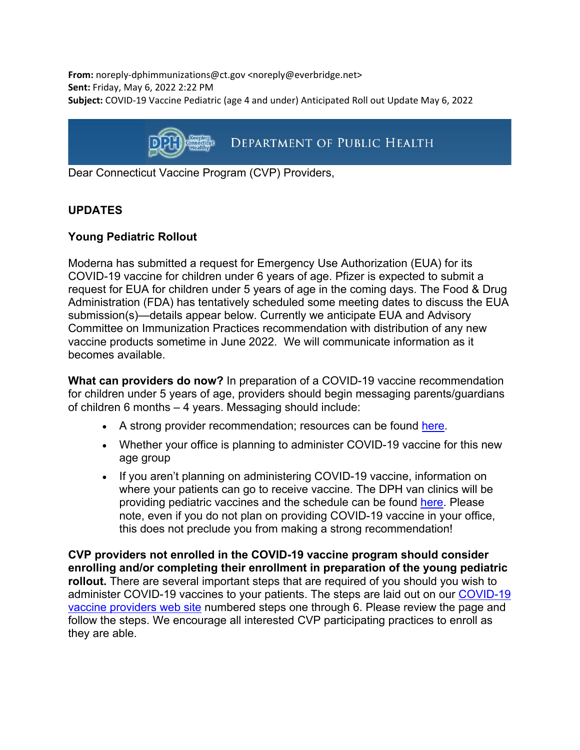**From:** noreply-dphimmunizations@ct.gov <noreply@everbridge.net>
**Sent:** Friday, May 6, 2022 2:22 PM
**Subject:** COVID-19 Vaccine Pediatric (age 4 and under) Anticipated Roll out Update May 6, 2022

DPH Keeping Connecticut Healthy — DEPARTMENT OF PUBLIC HEALTH

Dear Connecticut Vaccine Program (CVP) Providers,

## UPDATES

### Young Pediatric Rollout

Moderna has submitted a request for Emergency Use Authorization (EUA) for its COVID-19 vaccine for children under 6 years of age. Pfizer is expected to submit a request for EUA for children under 5 years of age in the coming days. The Food & Drug Administration (FDA) has tentatively scheduled some meeting dates to discuss the EUA submission(s)—details appear below. Currently we anticipate EUA and Advisory Committee on Immunization Practices recommendation with distribution of any new vaccine products sometime in June 2022. We will communicate information as it becomes available.

**What can providers do now?** In preparation of a COVID-19 vaccine recommendation for children under 5 years of age, providers should begin messaging parents/guardians of children 6 months – 4 years. Messaging should include:

- A strong provider recommendation; resources can be found here.
- Whether your office is planning to administer COVID-19 vaccine for this new age group
- If you aren't planning on administering COVID-19 vaccine, information on where your patients can go to receive vaccine. The DPH van clinics will be providing pediatric vaccines and the schedule can be found here. Please note, even if you do not plan on providing COVID-19 vaccine in your office, this does not preclude you from making a strong recommendation!

**CVP providers not enrolled in the COVID-19 vaccine program should consider enrolling and/or completing their enrollment in preparation of the young pediatric rollout.** There are several important steps that are required of you should you wish to administer COVID-19 vaccines to your patients. The steps are laid out on our COVID-19 vaccine providers web site numbered steps one through 6. Please review the page and follow the steps. We encourage all interested CVP participating practices to enroll as they are able.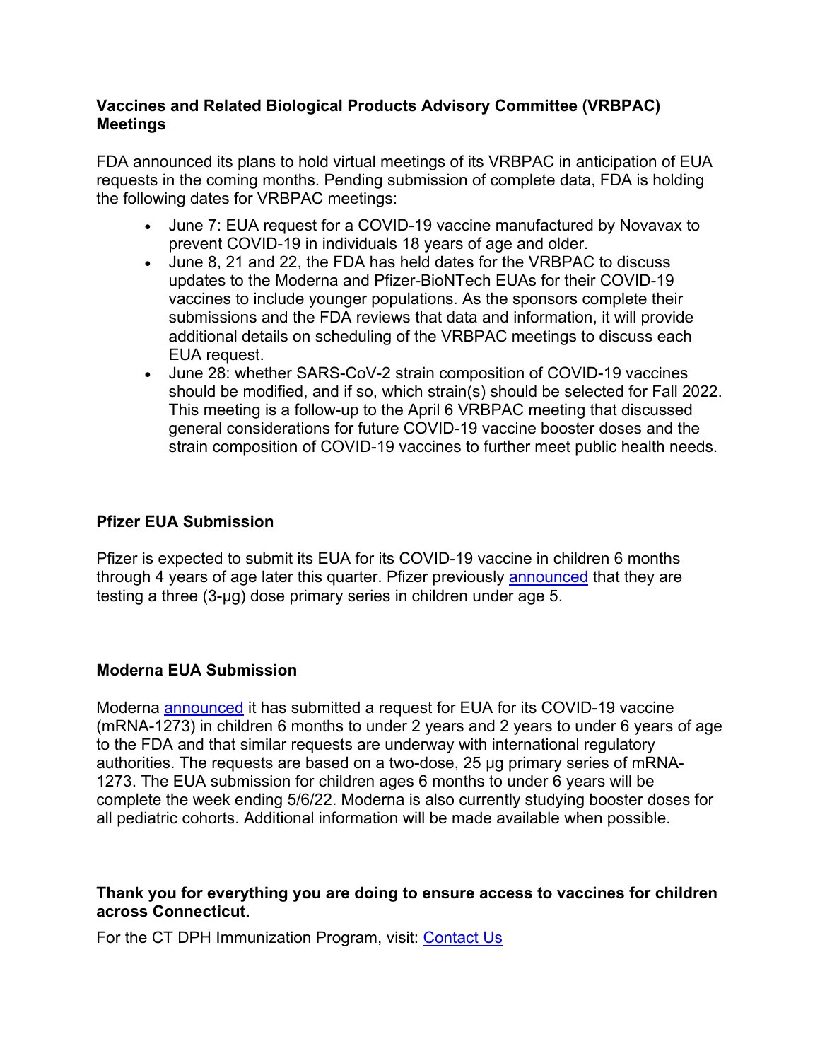**Vaccines and Related Biological Products Advisory Committee (VRBPAC) Meetings**

FDA announced its plans to hold virtual meetings of its VRBPAC in anticipation of EUA requests in the coming months. Pending submission of complete data, FDA is holding the following dates for VRBPAC meetings:

- June 7: EUA request for a COVID-19 vaccine manufactured by Novavax to prevent COVID-19 in individuals 18 years of age and older.
- June 8, 21 and 22, the FDA has held dates for the VRBPAC to discuss updates to the Moderna and Pfizer-BioNTech EUAs for their COVID-19 vaccines to include younger populations. As the sponsors complete their submissions and the FDA reviews that data and information, it will provide additional details on scheduling of the VRBPAC meetings to discuss each EUA request.
- June 28: whether SARS-CoV-2 strain composition of COVID-19 vaccines should be modified, and if so, which strain(s) should be selected for Fall 2022. This meeting is a follow-up to the April 6 VRBPAC meeting that discussed general considerations for future COVID-19 vaccine booster doses and the strain composition of COVID-19 vaccines to further meet public health needs.

**Pfizer EUA Submission**

Pfizer is expected to submit its EUA for its COVID-19 vaccine in children 6 months through 4 years of age later this quarter. Pfizer previously announced that they are testing a three (3-μg) dose primary series in children under age 5.

**Moderna EUA Submission**

Moderna announced it has submitted a request for EUA for its COVID-19 vaccine (mRNA-1273) in children 6 months to under 2 years and 2 years to under 6 years of age to the FDA and that similar requests are underway with international regulatory authorities. The requests are based on a two-dose, 25 μg primary series of mRNA-1273. The EUA submission for children ages 6 months to under 6 years will be complete the week ending 5/6/22. Moderna is also currently studying booster doses for all pediatric cohorts. Additional information will be made available when possible.

**Thank you for everything you are doing to ensure access to vaccines for children across Connecticut.**

For the CT DPH Immunization Program, visit: Contact Us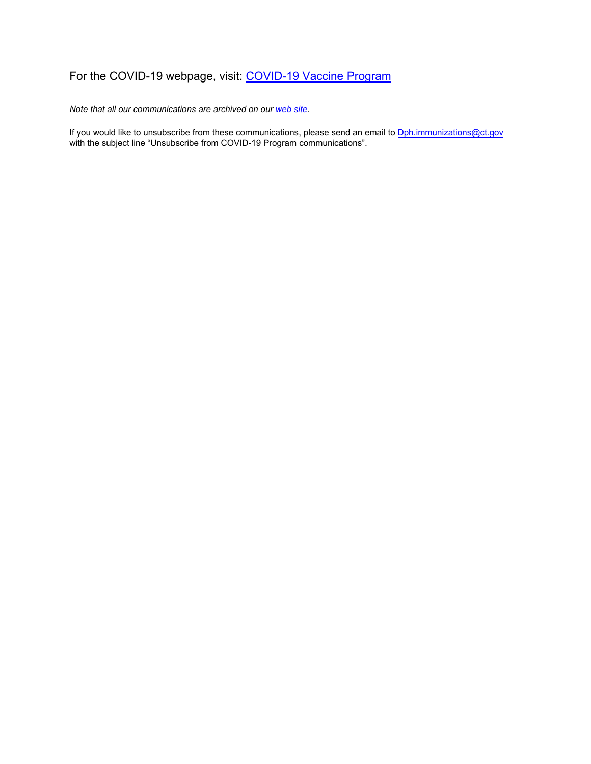For the COVID-19 webpage, visit: [COVID-19 Vaccine Program]

*Note that all our communications are archived on our web site.*

If you would like to unsubscribe from these communications, please send an email to Dph.immunizations@ct.gov with the subject line "Unsubscribe from COVID-19 Program communications".